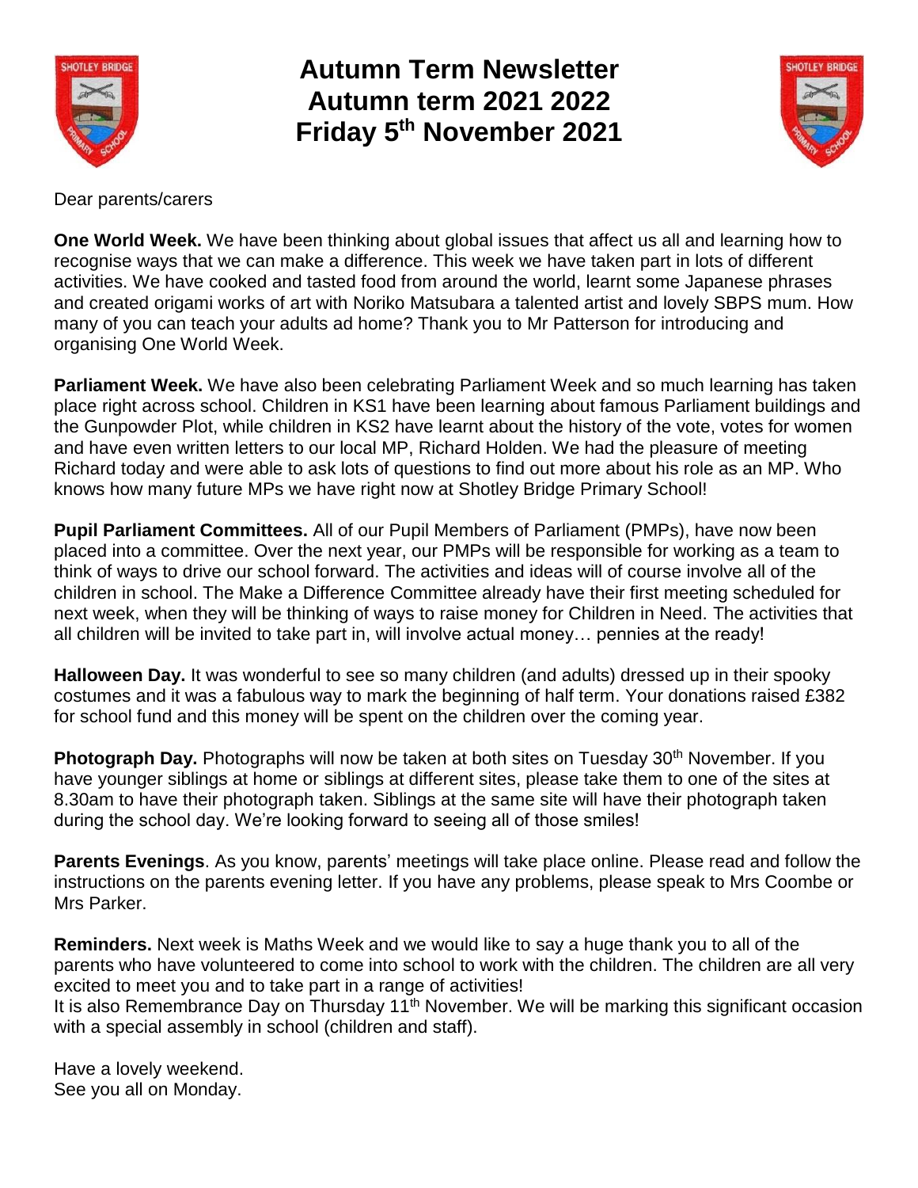# Autumn Term Newsletter
# Autumn term 2021 2022
# Friday 5th November 2021

Dear parents/carers

**One World Week.** We have been thinking about global issues that affect us all and learning how to recognise ways that we can make a difference. This week we have taken part in lots of different activities. We have cooked and tasted food from around the world, learnt some Japanese phrases and created origami works of art with Noriko Matsubara a talented artist and lovely SBPS mum. How many of you can teach your adults ad home? Thank you to Mr Patterson for introducing and organising One World Week.

**Parliament Week.** We have also been celebrating Parliament Week and so much learning has taken place right across school. Children in KS1 have been learning about famous Parliament buildings and the Gunpowder Plot, while children in KS2 have learnt about the history of the vote, votes for women and have even written letters to our local MP, Richard Holden. We had the pleasure of meeting Richard today and were able to ask lots of questions to find out more about his role as an MP. Who knows how many future MPs we have right now at Shotley Bridge Primary School!

**Pupil Parliament Committees.** All of our Pupil Members of Parliament (PMPs), have now been placed into a committee. Over the next year, our PMPs will be responsible for working as a team to think of ways to drive our school forward. The activities and ideas will of course involve all of the children in school. The Make a Difference Committee already have their first meeting scheduled for next week, when they will be thinking of ways to raise money for Children in Need. The activities that all children will be invited to take part in, will involve actual money… pennies at the ready!

**Halloween Day.** It was wonderful to see so many children (and adults) dressed up in their spooky costumes and it was a fabulous way to mark the beginning of half term. Your donations raised £382 for school fund and this money will be spent on the children over the coming year.

**Photograph Day.** Photographs will now be taken at both sites on Tuesday 30th November. If you have younger siblings at home or siblings at different sites, please take them to one of the sites at 8.30am to have their photograph taken. Siblings at the same site will have their photograph taken during the school day. We're looking forward to seeing all of those smiles!

**Parents Evenings**. As you know, parents' meetings will take place online. Please read and follow the instructions on the parents evening letter. If you have any problems, please speak to Mrs Coombe or Mrs Parker.

**Reminders.** Next week is Maths Week and we would like to say a huge thank you to all of the parents who have volunteered to come into school to work with the children. The children are all very excited to meet you and to take part in a range of activities!
It is also Remembrance Day on Thursday 11th November. We will be marking this significant occasion with a special assembly in school (children and staff).

Have a lovely weekend.
See you all on Monday.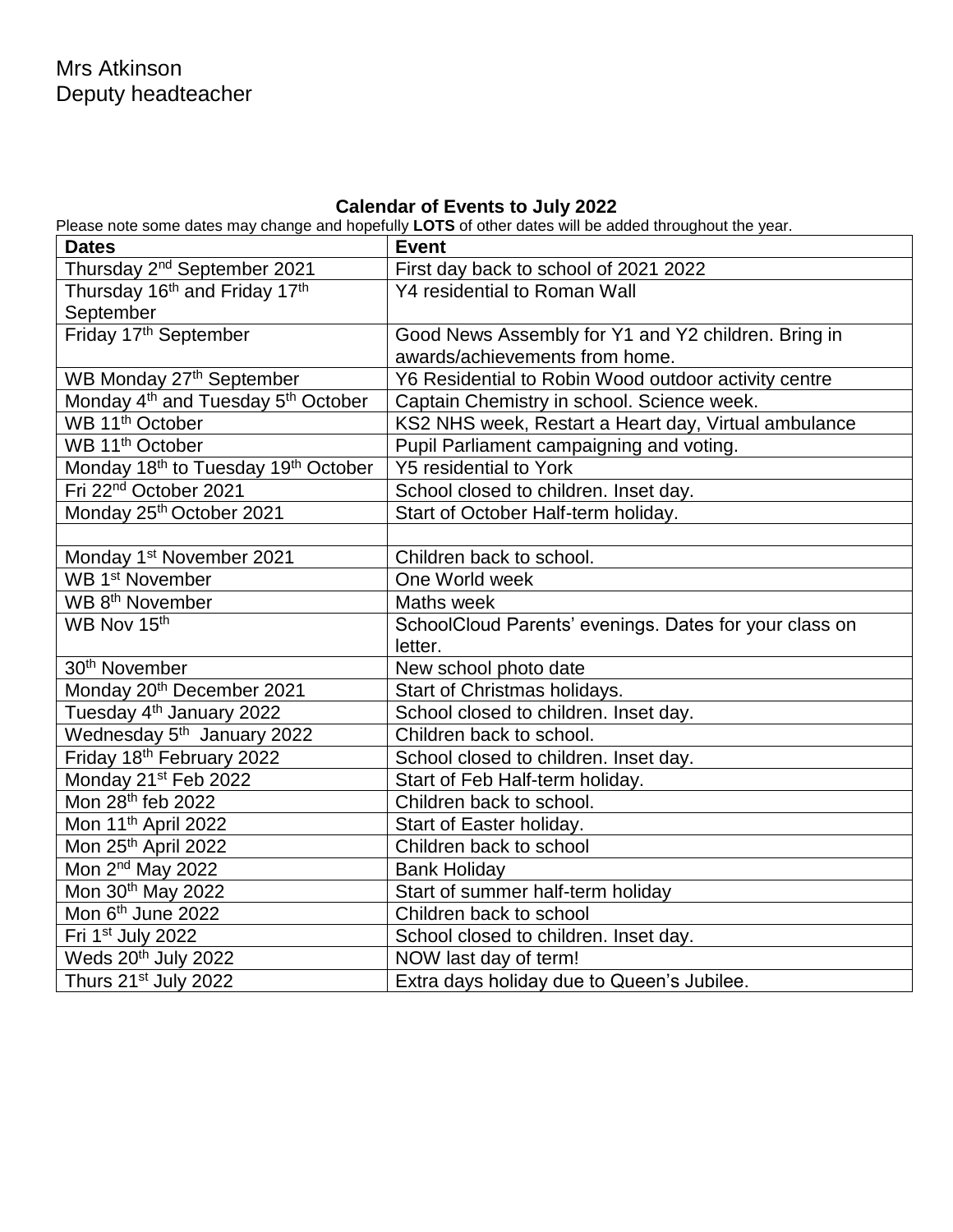Mrs Atkinson
Deputy headteacher

**Calendar of Events to July 2022**

Please note some dates may change and hopefully **LOTS** of other dates will be added throughout the year.

| **Dates** | **Event** |
|---|---|
| Thursday 2nd September 2021 | First day back to school of 2021 2022 |
| Thursday 16th and Friday 17th September | Y4 residential to Roman Wall |
| Friday 17th September | Good News Assembly for Y1 and Y2 children. Bring in awards/achievements from home. |
| WB Monday 27th September | Y6 Residential to Robin Wood outdoor activity centre |
| Monday 4th and Tuesday 5th October | Captain Chemistry in school. Science week. |
| WB 11th October | KS2 NHS week, Restart a Heart day, Virtual ambulance |
| WB 11th October | Pupil Parliament campaigning and voting. |
| Monday 18th to Tuesday 19th October | Y5 residential to York |
| Fri 22nd October 2021 | School closed to children. Inset day. |
| Monday 25th October 2021 | Start of October Half-term holiday. |
| | |
| Monday 1st November 2021 | Children back to school. |
| WB 1st November | One World week |
| WB 8th November | Maths week |
| WB Nov 15th | SchoolCloud Parents' evenings. Dates for your class on letter. |
| 30th November | New school photo date |
| Monday 20th December 2021 | Start of Christmas holidays. |
| Tuesday 4th January 2022 | School closed to children. Inset day. |
| Wednesday 5th January 2022 | Children back to school. |
| Friday 18th February 2022 | School closed to children. Inset day. |
| Monday 21st Feb 2022 | Start of Feb Half-term holiday. |
| Mon 28th feb 2022 | Children back to school. |
| Mon 11th April 2022 | Start of Easter holiday. |
| Mon 25th April 2022 | Children back to school |
| Mon 2nd May 2022 | Bank Holiday |
| Mon 30th May 2022 | Start of summer half-term holiday |
| Mon 6th June 2022 | Children back to school |
| Fri 1st July 2022 | School closed to children. Inset day. |
| Weds 20th July 2022 | NOW last day of term! |
| Thurs 21st July 2022 | Extra days holiday due to Queen's Jubilee. |